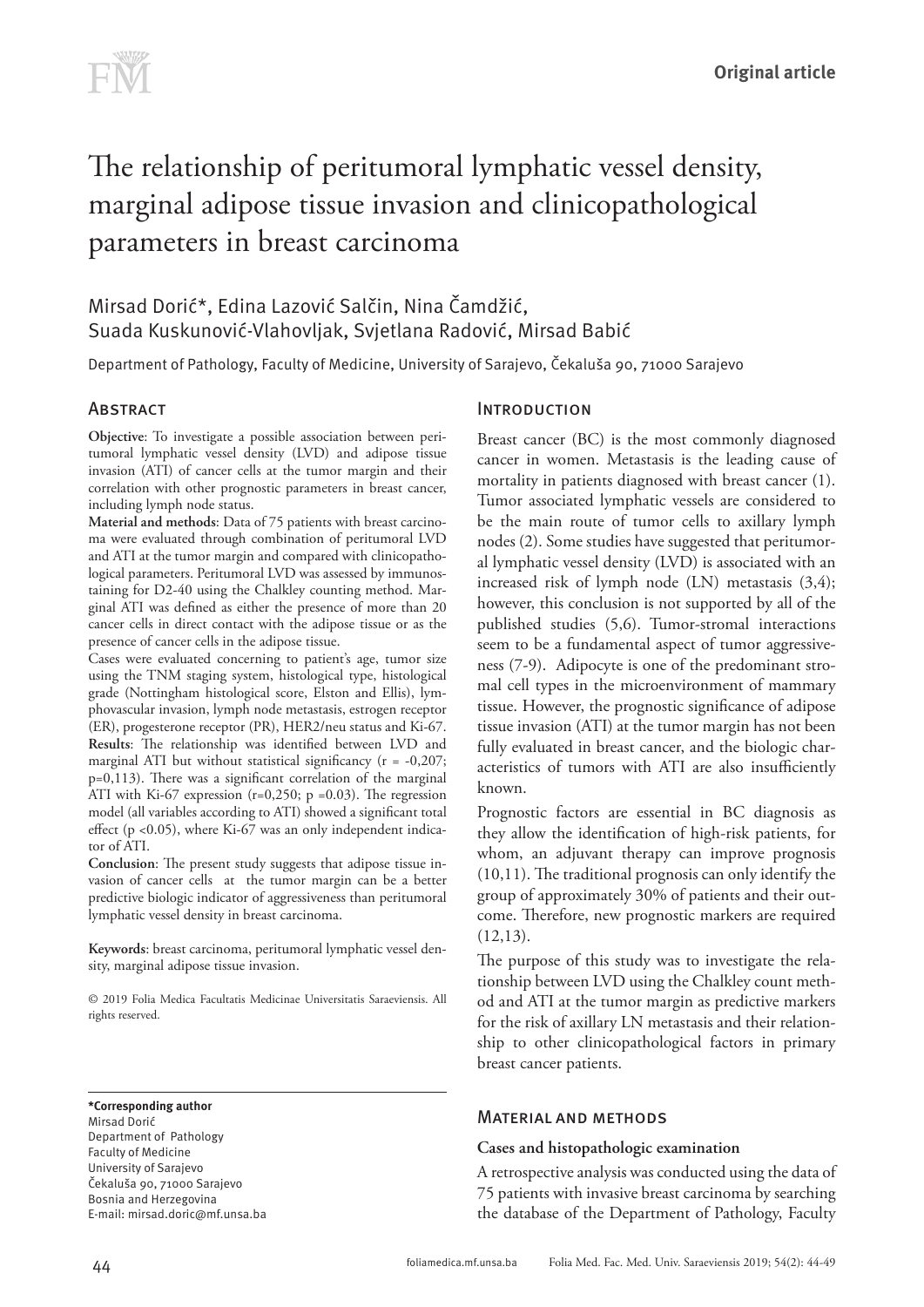Original article

# The relationship of peritumoral lymphatic vessel density, marginal adipose tissue invasion and clinicopathological parameters in breast carcinoma

Mirsad Dorić*, Edina Lazović Salčin, Nina Čamdžić, Suada Kuskunović-Vlahovljak, Svjetlana Radović, Mirsad Babić

Department of Pathology, Faculty of Medicine, University of Sarajevo, Čekaluša 90, 71000 Sarajevo

## Abstract

**Objective**: To investigate a possible association between peritumoral lymphatic vessel density (LVD) and adipose tissue invasion (ATI) of cancer cells at the tumor margin and their correlation with other prognostic parameters in breast cancer, including lymph node status.

**Material and methods**: Data of 75 patients with breast carcinoma were evaluated through combination of peritumoral LVD and ATI at the tumor margin and compared with clinicopathological parameters. Peritumoral LVD was assessed by immunostaining for D2-40 using the Chalkley counting method. Marginal ATI was defined as either the presence of more than 20 cancer cells in direct contact with the adipose tissue or as the presence of cancer cells in the adipose tissue.

Cases were evaluated concerning to patient's age, tumor size using the TNM staging system, histological type, histological grade (Nottingham histological score, Elston and Ellis), lymphovascular invasion, lymph node metastasis, estrogen receptor (ER), progesterone receptor (PR), HER2/neu status and Ki-67.

**Results**: The relationship was identified between LVD and marginal ATI but without statistical significancy (r = -0,207; p=0,113). There was a significant correlation of the marginal ATI with Ki-67 expression (r=0,250; p =0.03). The regression model (all variables according to ATI) showed a significant total effect (p <0.05), where Ki-67 was an only independent indicator of ATI.

**Conclusion**: The present study suggests that adipose tissue invasion of cancer cells at the tumor margin can be a better predictive biologic indicator of aggressiveness than peritumoral lymphatic vessel density in breast carcinoma.

**Keywords**: breast carcinoma, peritumoral lymphatic vessel density, marginal adipose tissue invasion.

© 2019 Folia Medica Facultatis Medicinae Universitatis Saraeviensis. All rights reserved.

**\*Corresponding author**
Mirsad Dorić
Department of Pathology
Faculty of Medicine
University of Sarajevo
Čekaluša 90, 71000 Sarajevo
Bosnia and Herzegovina
E-mail: mirsad.doric@mf.unsa.ba

## Introduction

Breast cancer (BC) is the most commonly diagnosed cancer in women. Metastasis is the leading cause of mortality in patients diagnosed with breast cancer (1). Tumor associated lymphatic vessels are considered to be the main route of tumor cells to axillary lymph nodes (2). Some studies have suggested that peritumoral lymphatic vessel density (LVD) is associated with an increased risk of lymph node (LN) metastasis (3,4); however, this conclusion is not supported by all of the published studies (5,6). Tumor-stromal interactions seem to be a fundamental aspect of tumor aggressiveness (7-9). Adipocyte is one of the predominant stromal cell types in the microenvironment of mammary tissue. However, the prognostic significance of adipose tissue invasion (ATI) at the tumor margin has not been fully evaluated in breast cancer, and the biologic characteristics of tumors with ATI are also insufficiently known.

Prognostic factors are essential in BC diagnosis as they allow the identification of high-risk patients, for whom, an adjuvant therapy can improve prognosis (10,11). The traditional prognosis can only identify the group of approximately 30% of patients and their outcome. Therefore, new prognostic markers are required (12,13).

The purpose of this study was to investigate the relationship between LVD using the Chalkley count method and ATI at the tumor margin as predictive markers for the risk of axillary LN metastasis and their relationship to other clinicopathological factors in primary breast cancer patients.

## Material and methods

### Cases and histopathologic examination

A retrospective analysis was conducted using the data of 75 patients with invasive breast carcinoma by searching the database of the Department of Pathology, Faculty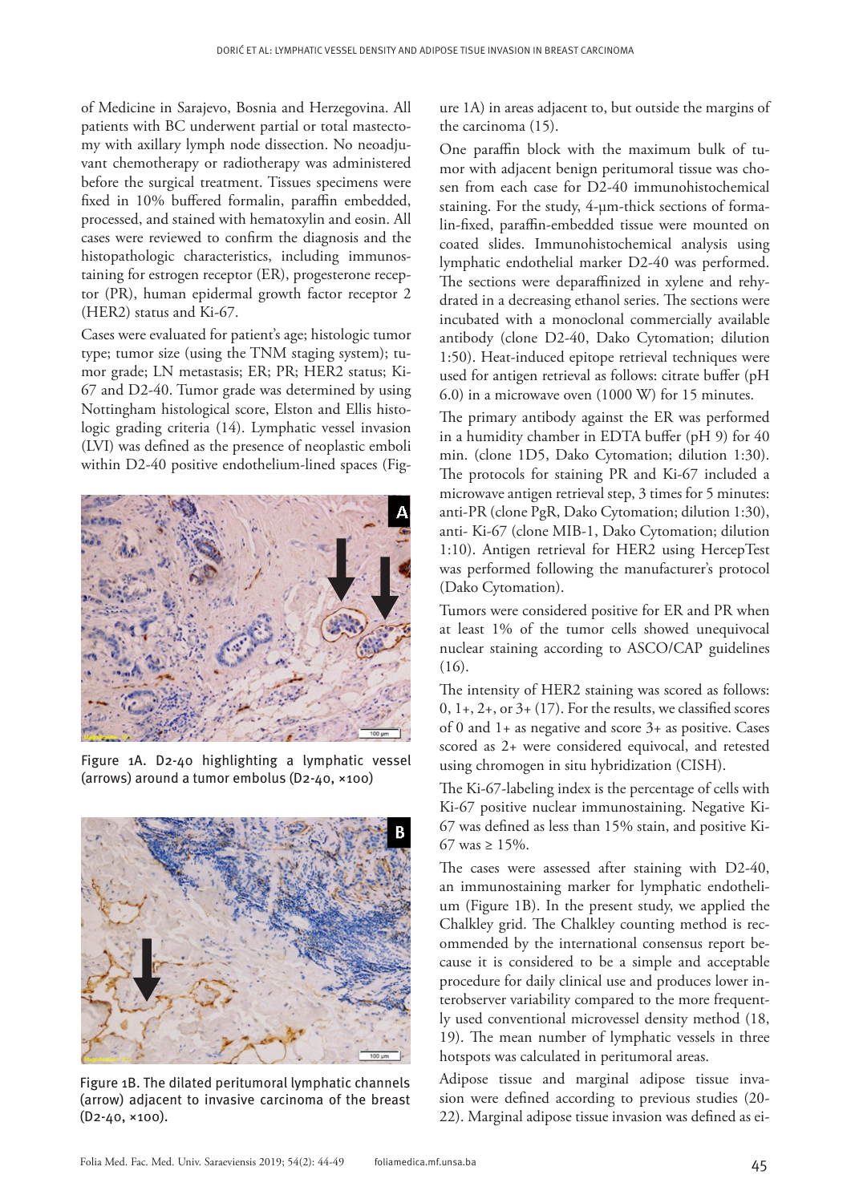of Medicine in Sarajevo, Bosnia and Herzegovina. All patients with BC underwent partial or total mastectomy with axillary lymph node dissection. No neoadjuvant chemotherapy or radiotherapy was administered before the surgical treatment. Tissues specimens were fixed in 10% buffered formalin, paraffin embedded, processed, and stained with hematoxylin and eosin. All cases were reviewed to confirm the diagnosis and the histopathologic characteristics, including immunostaining for estrogen receptor (ER), progesterone receptor (PR), human epidermal growth factor receptor 2 (HER2) status and Ki-67.

Cases were evaluated for patient's age; histologic tumor type; tumor size (using the TNM staging system); tumor grade; LN metastasis; ER; PR; HER2 status; Ki-67 and D2-40. Tumor grade was determined by using Nottingham histological score, Elston and Ellis histologic grading criteria (14). Lymphatic vessel invasion (LVI) was defined as the presence of neoplastic emboli within D2-40 positive endothelium-lined spaces (Figure 1A) in areas adjacent to, but outside the margins of the carcinoma (15).

Figure 1A. D2-40 highlighting a lymphatic vessel (arrows) around a tumor embolus (D2-40, ×100)

Figure 1B. The dilated peritumoral lymphatic channels (arrow) adjacent to invasive carcinoma of the breast (D2-40, ×100).

One paraffin block with the maximum bulk of tumor with adjacent benign peritumoral tissue was chosen from each case for D2-40 immunohistochemical staining. For the study, 4-μm-thick sections of formalin-fixed, paraffin-embedded tissue were mounted on coated slides. Immunohistochemical analysis using lymphatic endothelial marker D2-40 was performed. The sections were deparaffinized in xylene and rehydrated in a decreasing ethanol series. The sections were incubated with a monoclonal commercially available antibody (clone D2-40, Dako Cytomation; dilution 1:50). Heat-induced epitope retrieval techniques were used for antigen retrieval as follows: citrate buffer (pH 6.0) in a microwave oven (1000 W) for 15 minutes.

The primary antibody against the ER was performed in a humidity chamber in EDTA buffer (pH 9) for 40 min. (clone 1D5, Dako Cytomation; dilution 1:30). The protocols for staining PR and Ki-67 included a microwave antigen retrieval step, 3 times for 5 minutes: anti-PR (clone PgR, Dako Cytomation; dilution 1:30), anti- Ki-67 (clone MIB-1, Dako Cytomation; dilution 1:10). Antigen retrieval for HER2 using HercepTest was performed following the manufacturer's protocol (Dako Cytomation).

Tumors were considered positive for ER and PR when at least 1% of the tumor cells showed unequivocal nuclear staining according to ASCO/CAP guidelines (16).

The intensity of HER2 staining was scored as follows: 0, 1+, 2+, or 3+ (17). For the results, we classified scores of 0 and 1+ as negative and score 3+ as positive. Cases scored as 2+ were considered equivocal, and retested using chromogen in situ hybridization (CISH).

The Ki-67-labeling index is the percentage of cells with Ki-67 positive nuclear immunostaining. Negative Ki-67 was defined as less than 15% stain, and positive Ki-67 was ≥ 15%.

The cases were assessed after staining with D2-40, an immunostaining marker for lymphatic endothelium (Figure 1B). In the present study, we applied the Chalkley grid. The Chalkley counting method is recommended by the international consensus report because it is considered to be a simple and acceptable procedure for daily clinical use and produces lower interobserver variability compared to the more frequently used conventional microvessel density method (18, 19). The mean number of lymphatic vessels in three hotspots was calculated in peritumoral areas.

Adipose tissue and marginal adipose tissue invasion were defined according to previous studies (20-22). Marginal adipose tissue invasion was defined as ei-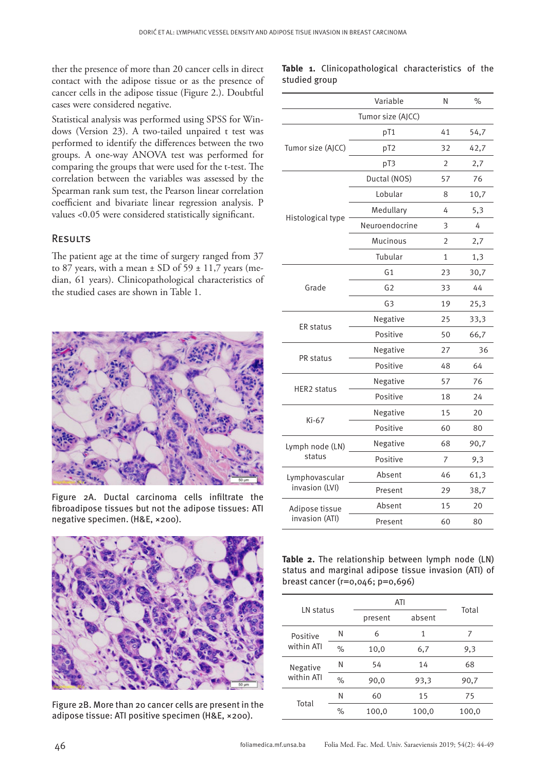ther the presence of more than 20 cancer cells in direct contact with the adipose tissue or as the presence of cancer cells in the adipose tissue (Figure 2.). Doubtful cases were considered negative.

Statistical analysis was performed using SPSS for Windows (Version 23). A two-tailed unpaired t test was performed to identify the differences between the two groups. A one-way ANOVA test was performed for comparing the groups that were used for the t-test. The correlation between the variables was assessed by the Spearman rank sum test, the Pearson linear correlation coefficient and bivariate linear regression analysis. P values <0.05 were considered statistically significant.

## Results

The patient age at the time of surgery ranged from 37 to 87 years, with a mean ± SD of 59 ± 11,7 years (median, 61 years). Clinicopathological characteristics of the studied cases are shown in Table 1.

Figure 2A. Ductal carcinoma cells infiltrate the fibroadipose tissues but not the adipose tissues: ATI negative specimen. (H&E, ×200).

Figure 2B. More than 20 cancer cells are present in the adipose tissue: ATI positive specimen (H&E, ×200).

**Table 1.** Clinicopathological characteristics of the studied group

| | Variable | N | % |
|---|---|---|---|
| | Tumor size (AJCC) | | |
| Tumor size (AJCC) | pT1 | 41 | 54,7 |
| | pT2 | 32 | 42,7 |
| | pT3 | 2 | 2,7 |
| Histological type | Ductal (NOS) | 57 | 76 |
| | Lobular | 8 | 10,7 |
| | Medullary | 4 | 5,3 |
| | Neuroendocrine | 3 | 4 |
| | Mucinous | 2 | 2,7 |
| | Tubular | 1 | 1,3 |
| Grade | G1 | 23 | 30,7 |
| | G2 | 33 | 44 |
| | G3 | 19 | 25,3 |
| ER status | Negative | 25 | 33,3 |
| | Positive | 50 | 66,7 |
| PR status | Negative | 27 | 36 |
| | Positive | 48 | 64 |
| HER2 status | Negative | 57 | 76 |
| | Positive | 18 | 24 |
| Ki-67 | Negative | 15 | 20 |
| | Positive | 60 | 80 |
| Lymph node (LN) status | Negative | 68 | 90,7 |
| | Positive | 7 | 9,3 |
| Lymphovascular invasion (LVI) | Absent | 46 | 61,3 |
| | Present | 29 | 38,7 |
| Adipose tissue invasion (ATI) | Absent | 15 | 20 |
| | Present | 60 | 80 |

**Table 2.** The relationship between lymph node (LN) status and marginal adipose tissue invasion (ATI) of breast cancer (r=0,046; p=0,696)

| LN status | | ATI | | Total |
|---|---|---|---|---|
| | | present | absent | |
| Positive within ATI | N | 6 | 1 | 7 |
| | % | 10,0 | 6,7 | 9,3 |
| Negative within ATI | N | 54 | 14 | 68 |
| | % | 90,0 | 93,3 | 90,7 |
| Total | N | 60 | 15 | 75 |
| | % | 100,0 | 100,0 | 100,0 |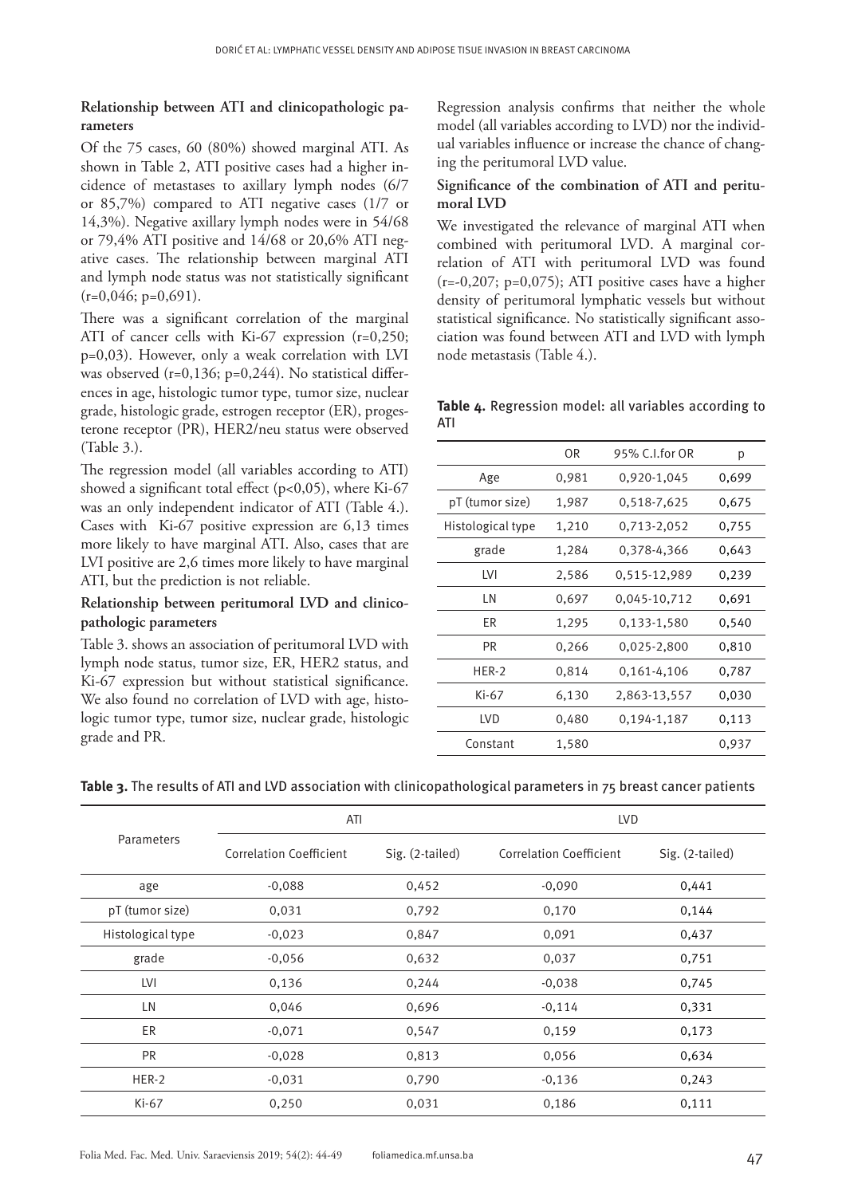### Relationship between ATI and clinicopathologic parameters

Of the 75 cases, 60 (80%) showed marginal ATI. As shown in Table 2, ATI positive cases had a higher incidence of metastases to axillary lymph nodes (6/7 or 85,7%) compared to ATI negative cases (1/7 or 14,3%). Negative axillary lymph nodes were in 54/68 or 79,4% ATI positive and 14/68 or 20,6% ATI negative cases. The relationship between marginal ATI and lymph node status was not statistically significant (r=0,046; p=0,691).

There was a significant correlation of the marginal ATI of cancer cells with Ki-67 expression (r=0,250; p=0,03). However, only a weak correlation with LVI was observed (r=0,136; p=0,244). No statistical differences in age, histologic tumor type, tumor size, nuclear grade, histologic grade, estrogen receptor (ER), progesterone receptor (PR), HER2/neu status were observed (Table 3.).

The regression model (all variables according to ATI) showed a significant total effect (p<0,05), where Ki-67 was an only independent indicator of ATI (Table 4.). Cases with Ki-67 positive expression are 6,13 times more likely to have marginal ATI. Also, cases that are LVI positive are 2,6 times more likely to have marginal ATI, but the prediction is not reliable.

### Relationship between peritumoral LVD and clinicopathologic parameters

Table 3. shows an association of peritumoral LVD with lymph node status, tumor size, ER, HER2 status, and Ki-67 expression but without statistical significance. We also found no correlation of LVD with age, histologic tumor type, tumor size, nuclear grade, histologic grade and PR.

Regression analysis confirms that neither the whole model (all variables according to LVD) nor the individual variables influence or increase the chance of changing the peritumoral LVD value.

### Significance of the combination of ATI and peritumoral LVD

We investigated the relevance of marginal ATI when combined with peritumoral LVD. A marginal correlation of ATI with peritumoral LVD was found (r=-0,207; p=0,075); ATI positive cases have a higher density of peritumoral lymphatic vessels but without statistical significance. No statistically significant association was found between ATI and LVD with lymph node metastasis (Table 4.).

**Table 4.** Regression model: all variables according to ATI

| | OR | 95% C.I.for OR | p |
|---|---|---|---|
| Age | 0,981 | 0,920-1,045 | 0,699 |
| pT (tumor size) | 1,987 | 0,518-7,625 | 0,675 |
| Histological type | 1,210 | 0,713-2,052 | 0,755 |
| grade | 1,284 | 0,378-4,366 | 0,643 |
| LVI | 2,586 | 0,515-12,989 | 0,239 |
| LN | 0,697 | 0,045-10,712 | 0,691 |
| ER | 1,295 | 0,133-1,580 | 0,540 |
| PR | 0,266 | 0,025-2,800 | 0,810 |
| HER-2 | 0,814 | 0,161-4,106 | 0,787 |
| Ki-67 | 6,130 | 2,863-13,557 | 0,030 |
| LVD | 0,480 | 0,194-1,187 | 0,113 |
| Constant | 1,580 | | 0,937 |

**Table 3.** The results of ATI and LVD association with clinicopathological parameters in 75 breast cancer patients

| Parameters | ATI | | LVD | |
|---|---|---|---|---|
| | Correlation Coefficient | Sig. (2-tailed) | Correlation Coefficient | Sig. (2-tailed) |
| age | -0,088 | 0,452 | -0,090 | 0,441 |
| pT (tumor size) | 0,031 | 0,792 | 0,170 | 0,144 |
| Histological type | -0,023 | 0,847 | 0,091 | 0,437 |
| grade | -0,056 | 0,632 | 0,037 | 0,751 |
| LVI | 0,136 | 0,244 | -0,038 | 0,745 |
| LN | 0,046 | 0,696 | -0,114 | 0,331 |
| ER | -0,071 | 0,547 | 0,159 | 0,173 |
| PR | -0,028 | 0,813 | 0,056 | 0,634 |
| HER-2 | -0,031 | 0,790 | -0,136 | 0,243 |
| Ki-67 | 0,250 | 0,031 | 0,186 | 0,111 |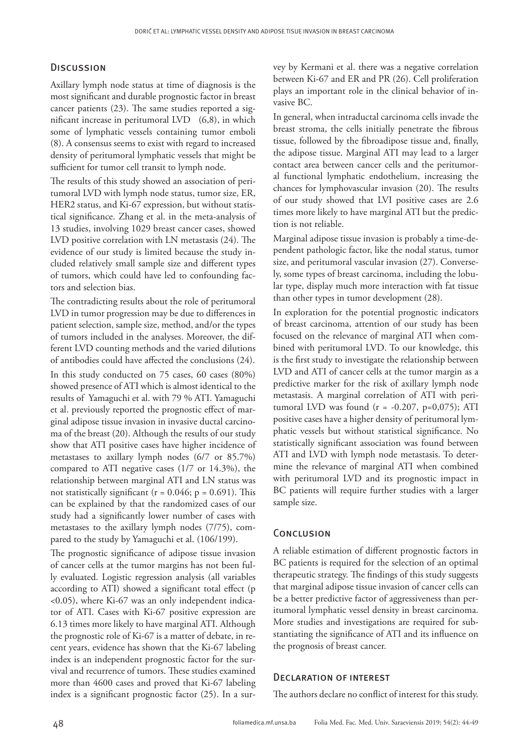## Discussion

Axillary lymph node status at time of diagnosis is the most significant and durable prognostic factor in breast cancer patients (23). The same studies reported a significant increase in peritumoral LVD (6,8), in which some of lymphatic vessels containing tumor emboli (8). A consensus seems to exist with regard to increased density of peritumoral lymphatic vessels that might be sufficient for tumor cell transit to lymph node.

The results of this study showed an association of peritumoral LVD with lymph node status, tumor size, ER, HER2 status, and Ki-67 expression, but without statistical significance. Zhang et al. in the meta-analysis of 13 studies, involving 1029 breast cancer cases, showed LVD positive correlation with LN metastasis (24). The evidence of our study is limited because the study included relatively small sample size and different types of tumors, which could have led to confounding factors and selection bias.

The contradicting results about the role of peritumoral LVD in tumor progression may be due to differences in patient selection, sample size, method, and/or the types of tumors included in the analyses. Moreover, the different LVD counting methods and the varied dilutions of antibodies could have affected the conclusions (24).

In this study conducted on 75 cases, 60 cases (80%) showed presence of ATI which is almost identical to the results of Yamaguchi et al. with 79 % ATI. Yamaguchi et al. previously reported the prognostic effect of marginal adipose tissue invasion in invasive ductal carcinoma of the breast (20). Although the results of our study show that ATI positive cases have higher incidence of metastases to axillary lymph nodes (6/7 or 85.7%) compared to ATI negative cases (1/7 or 14.3%), the relationship between marginal ATI and LN status was not statistically significant ($r = 0.046$; $p = 0.691$). This can be explained by that the randomized cases of our study had a significantly lower number of cases with metastases to the axillary lymph nodes (7/75), compared to the study by Yamaguchi et al. (106/199).

The prognostic significance of adipose tissue invasion of cancer cells at the tumor margins has not been fully evaluated. Logistic regression analysis (all variables according to ATI) showed a significant total effect ($p < 0.05$), where Ki-67 was an only independent indicator of ATI. Cases with Ki-67 positive expression are 6.13 times more likely to have marginal ATI. Although the prognostic role of Ki-67 is a matter of debate, in recent years, evidence has shown that the Ki-67 labeling index is an independent prognostic factor for the survival and recurrence of tumors. These studies examined more than 4600 cases and proved that Ki-67 labeling index is a significant prognostic factor (25). In a survey by Kermani et al. there was a negative correlation between Ki-67 and ER and PR (26). Cell proliferation plays an important role in the clinical behavior of invasive BC.

In general, when intraductal carcinoma cells invade the breast stroma, the cells initially penetrate the fibrous tissue, followed by the fibroadipose tissue and, finally, the adipose tissue. Marginal ATI may lead to a larger contact area between cancer cells and the peritumoral functional lymphatic endothelium, increasing the chances for lymphovascular invasion (20). The results of our study showed that LVI positive cases are 2.6 times more likely to have marginal ATI but the prediction is not reliable.

Marginal adipose tissue invasion is probably a time-dependent pathologic factor, like the nodal status, tumor size, and peritumoral vascular invasion (27). Conversely, some types of breast carcinoma, including the lobular type, display much more interaction with fat tissue than other types in tumor development (28).

In exploration for the potential prognostic indicators of breast carcinoma, attention of our study has been focused on the relevance of marginal ATI when combined with peritumoral LVD. To our knowledge, this is the first study to investigate the relationship between LVD and ATI of cancer cells at the tumor margin as a predictive marker for the risk of axillary lymph node metastasis. A marginal correlation of ATI with peritumoral LVD was found ($r = -0.207$, $p=0,075$); ATI positive cases have a higher density of peritumoral lymphatic vessels but without statistical significance. No statistically significant association was found between ATI and LVD with lymph node metastasis. To determine the relevance of marginal ATI when combined with peritumoral LVD and its prognostic impact in BC patients will require further studies with a larger sample size.

## Conclusion

A reliable estimation of different prognostic factors in BC patients is required for the selection of an optimal therapeutic strategy. The findings of this study suggests that marginal adipose tissue invasion of cancer cells can be a better predictive factor of aggressiveness than peritumoral lymphatic vessel density in breast carcinoma. More studies and investigations are required for substantiating the significance of ATI and its influence on the prognosis of breast cancer.

## Declaration of interest

The authors declare no conflict of interest for this study.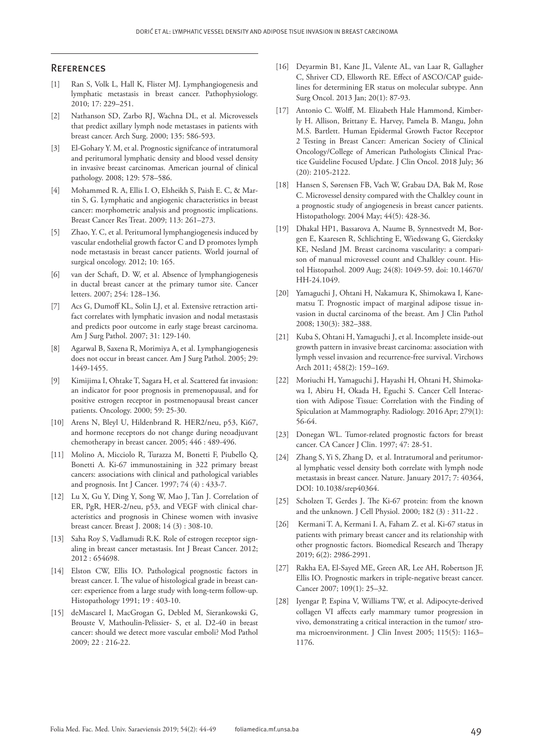## References

[1] Ran S, Volk L, Hall K, Flister MJ. Lymphangiogenesis and lymphatic metastasis in breast cancer. Pathophysiology. 2010; 17: 229–251.

[2] Nathanson SD, Zarbo RJ, Wachna DL, et al. Microvessels that predict axillary lymph node metastases in patients with breast cancer. Arch Surg. 2000; 135: 586-593.

[3] El-Gohary Y. M, et al. Prognostic signifcance of intratumoral and peritumoral lymphatic density and blood vessel density in invasive breast carcinomas. American journal of clinical pathology. 2008; 129: 578–586.

[4] Mohammed R. A, Ellis I. O, Elsheikh S, Paish E. C, & Martin S, G. Lymphatic and angiogenic characteristics in breast cancer: morphometric analysis and prognostic implications. Breast Cancer Res Treat. 2009; 113: 261–273.

[5] Zhao, Y. C, et al. Peritumoral lymphangiogenesis induced by vascular endothelial growth factor C and D promotes lymph node metastasis in breast cancer patients. World journal of surgical oncology. 2012; 10: 165.

[6] van der Schaft, D. W, et al. Absence of lymphangiogenesis in ductal breast cancer at the primary tumor site. Cancer letters. 2007; 254: 128–136.

[7] Acs G, Dumoff KL, Solin LJ, et al. Extensive retraction artifact correlates with lymphatic invasion and nodal metastasis and predicts poor outcome in early stage breast carcinoma. Am J Surg Pathol. 2007; 31: 129-140.

[8] Agarwal B, Saxena R, Morimiya A, et al. Lymphangiogenesis does not occur in breast cancer. Am J Surg Pathol. 2005; 29: 1449-1455.

[9] Kimijima I, Ohtake T, Sagara H, et al. Scattered fat invasion: an indicator for poor prognosis in premenopausal, and for positive estrogen receptor in postmenopausal breast cancer patients. Oncology. 2000; 59: 25-30.

[10] Arens N, Bleyl U, Hildenbrand R. HER2/neu, p53, Ki67, and hormone receptors do not change during neoadjuvant chemotherapy in breast cancer. 2005; 446 : 489-496.

[11] Molino A, Micciolo R, Turazza M, Bonetti F, Piubello Q, Bonetti A. Ki-67 immunostaining in 322 primary breast cancers: associations with clinical and pathological variables and prognosis. Int J Cancer. 1997; 74 (4) : 433-7.

[12] Lu X, Gu Y, Ding Y, Song W, Mao J, Tan J. Correlation of ER, PgR, HER-2/neu, p53, and VEGF with clinical characteristics and prognosis in Chinese women with invasive breast cancer. Breast J. 2008; 14 (3) : 308-10.

[13] Saha Roy S, Vadlamudi R.K. Role of estrogen receptor signaling in breast cancer metastasis. Int J Breast Cancer. 2012; 2012 : 654698.

[14] Elston CW, Ellis IO. Pathological prognostic factors in breast cancer. I. The value of histological grade in breast cancer: experience from a large study with long-term follow-up. Histopathology 1991; 19 : 403-10.

[15] deMascarel I, MacGrogan G, Debled M, Sierankowski G, Brouste V, Mathoulin-Pelissier- S, et al. D2-40 in breast cancer: should we detect more vascular emboli? Mod Pathol 2009; 22 : 216-22.

[16] Deyarmin B1, Kane JL, Valente AL, van Laar R, Gallagher C, Shriver CD, Ellsworth RE. Effect of ASCO/CAP guidelines for determining ER status on molecular subtype. Ann Surg Oncol. 2013 Jan; 20(1): 87-93.

[17] Antonio C. Wolff, M. Elizabeth Hale Hammond, Kimberly H. Allison, Brittany E. Harvey, Pamela B. Mangu, John M.S. Bartlett. Human Epidermal Growth Factor Receptor 2 Testing in Breast Cancer: American Society of Clinical Oncology/College of American Pathologists Clinical Practice Guideline Focused Update. J Clin Oncol. 2018 July; 36 (20): 2105-2122.

[18] Hansen S, Sørensen FB, Vach W, Grabau DA, Bak M, Rose C. Microvessel density compared with the Chalkley count in a prognostic study of angiogenesis in breast cancer patients. Histopathology. 2004 May; 44(5): 428-36.

[19] Dhakal HP1, Bassarova A, Naume B, Synnestvedt M, Borgen E, Kaaresen R, Schlichting E, Wiedswang G, Giercksky KE, Nesland JM. Breast carcinoma vascularity: a comparison of manual microvessel count and Chalkley count. Histol Histopathol. 2009 Aug; 24(8): 1049-59. doi: 10.14670/HH-24.1049.

[20] Yamaguchi J, Ohtani H, Nakamura K, Shimokawa I, Kanematsu T. Prognostic impact of marginal adipose tissue invasion in ductal carcinoma of the breast. Am J Clin Pathol 2008; 130(3): 382–388.

[21] Kuba S, Ohtani H, Yamaguchi J, et al. Incomplete inside-out growth pattern in invasive breast carcinoma: association with lymph vessel invasion and recurrence-free survival. Virchows Arch 2011; 458(2): 159–169.

[22] Moriuchi H, Yamaguchi J, Hayashi H, Ohtani H, Shimokawa I, Abiru H, Okada H, Eguchi S. Cancer Cell Interaction with Adipose Tissue: Correlation with the Finding of Spiculation at Mammography. Radiology. 2016 Apr; 279(1): 56-64.

[23] Donegan WL. Tumor-related prognostic factors for breast cancer. CA Cancer J Clin. 1997; 47: 28-51.

[24] Zhang S, Yi S, Zhang D, et al. Intratumoral and peritumoral lymphatic vessel density both correlate with lymph node metastasis in breast cancer. Nature. January 2017; 7: 40364, DOI: 10.1038/srep40364.

[25] Scholzen T, Gerdes J. The Ki-67 protein: from the known and the unknown. J Cell Physiol. 2000; 182 (3) : 311-22 .

[26] Kermani T. A, Kermani I. A, Faham Z. et al. Ki-67 status in patients with primary breast cancer and its relationship with other prognostic factors. Biomedical Research and Therapy 2019; 6(2): 2986-2991.

[27] Rakha EA, El-Sayed ME, Green AR, Lee AH, Robertson JF, Ellis IO. Prognostic markers in triple-negative breast cancer. Cancer 2007; 109(1): 25–32.

[28] Iyengar P, Espina V, Williams TW, et al. Adipocyte-derived collagen VI affects early mammary tumor progression in vivo, demonstrating a critical interaction in the tumor/ stroma microenvironment. J Clin Invest 2005; 115(5): 1163–1176.